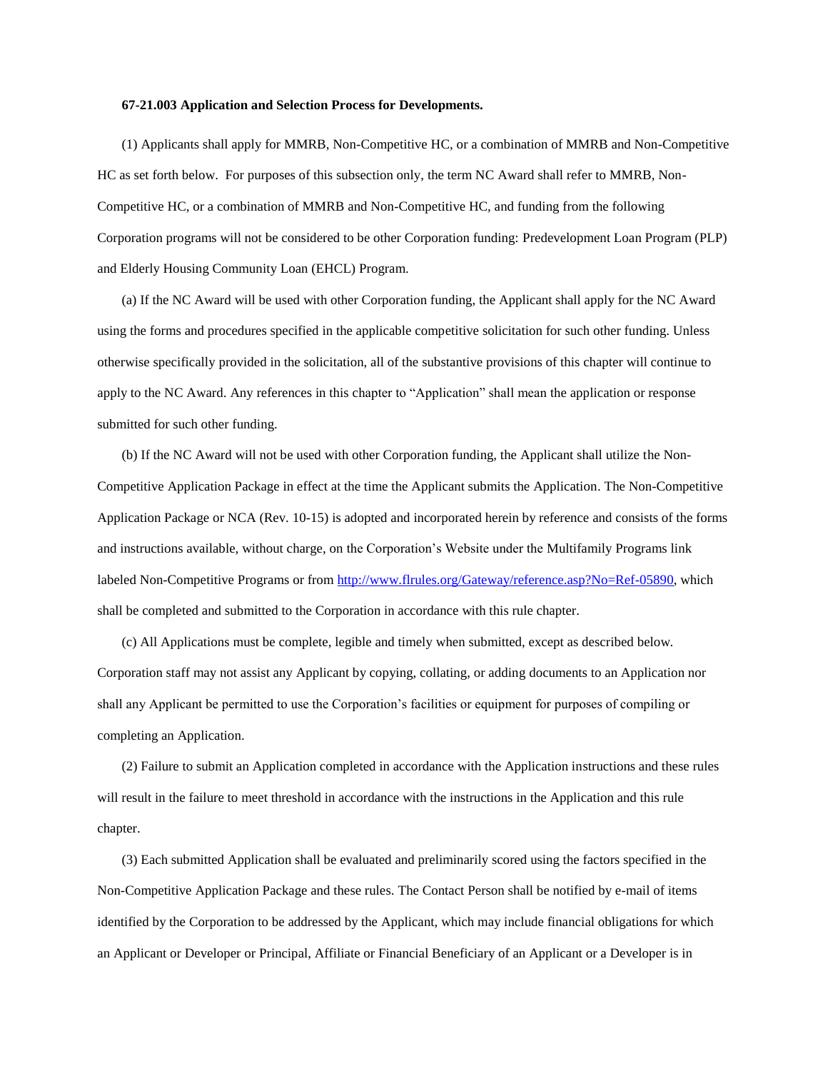**67-21.003 Application and Selection Process for Developments.**

(1) Applicants shall apply for MMRB, Non-Competitive HC, or a combination of MMRB and Non-Competitive HC as set forth below. For purposes of this subsection only, the term NC Award shall refer to MMRB, Non-Competitive HC, or a combination of MMRB and Non-Competitive HC, and funding from the following Corporation programs will not be considered to be other Corporation funding: Predevelopment Loan Program (PLP) and Elderly Housing Community Loan (EHCL) Program.

(a) If the NC Award will be used with other Corporation funding, the Applicant shall apply for the NC Award using the forms and procedures specified in the applicable competitive solicitation for such other funding. Unless otherwise specifically provided in the solicitation, all of the substantive provisions of this chapter will continue to apply to the NC Award. Any references in this chapter to "Application" shall mean the application or response submitted for such other funding.

(b) If the NC Award will not be used with other Corporation funding, the Applicant shall utilize the Non-Competitive Application Package in effect at the time the Applicant submits the Application. The Non-Competitive Application Package or NCA (Rev. 10-15) is adopted and incorporated herein by reference and consists of the forms and instructions available, without charge, on the Corporation's Website under the Multifamily Programs link labeled Non-Competitive Programs or from http://www.flrules.org/Gateway/reference.asp?No=Ref-05890, which shall be completed and submitted to the Corporation in accordance with this rule chapter.

(c) All Applications must be complete, legible and timely when submitted, except as described below. Corporation staff may not assist any Applicant by copying, collating, or adding documents to an Application nor shall any Applicant be permitted to use the Corporation's facilities or equipment for purposes of compiling or completing an Application.

(2) Failure to submit an Application completed in accordance with the Application instructions and these rules will result in the failure to meet threshold in accordance with the instructions in the Application and this rule chapter.

(3) Each submitted Application shall be evaluated and preliminarily scored using the factors specified in the Non-Competitive Application Package and these rules. The Contact Person shall be notified by e-mail of items identified by the Corporation to be addressed by the Applicant, which may include financial obligations for which an Applicant or Developer or Principal, Affiliate or Financial Beneficiary of an Applicant or a Developer is in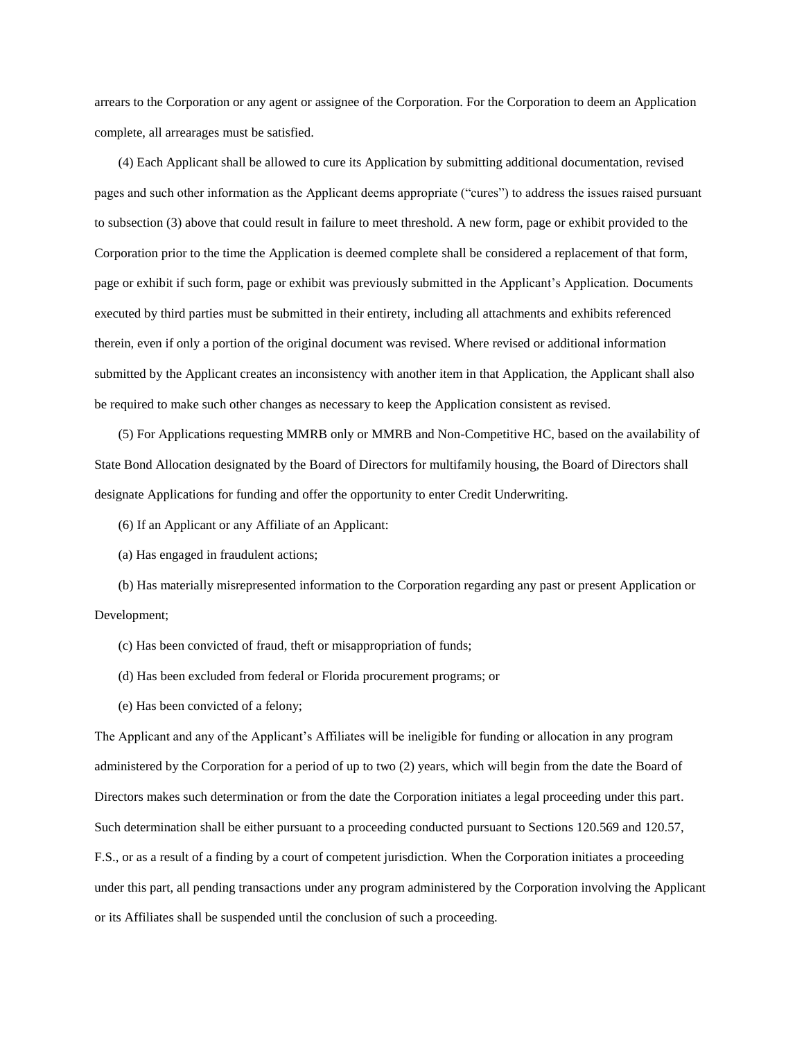arrears to the Corporation or any agent or assignee of the Corporation. For the Corporation to deem an Application complete, all arrearages must be satisfied.

(4) Each Applicant shall be allowed to cure its Application by submitting additional documentation, revised pages and such other information as the Applicant deems appropriate ("cures") to address the issues raised pursuant to subsection (3) above that could result in failure to meet threshold. A new form, page or exhibit provided to the Corporation prior to the time the Application is deemed complete shall be considered a replacement of that form, page or exhibit if such form, page or exhibit was previously submitted in the Applicant's Application. Documents executed by third parties must be submitted in their entirety, including all attachments and exhibits referenced therein, even if only a portion of the original document was revised. Where revised or additional information submitted by the Applicant creates an inconsistency with another item in that Application, the Applicant shall also be required to make such other changes as necessary to keep the Application consistent as revised.

(5) For Applications requesting MMRB only or MMRB and Non-Competitive HC, based on the availability of State Bond Allocation designated by the Board of Directors for multifamily housing, the Board of Directors shall designate Applications for funding and offer the opportunity to enter Credit Underwriting.

(6) If an Applicant or any Affiliate of an Applicant:

(a) Has engaged in fraudulent actions;

(b) Has materially misrepresented information to the Corporation regarding any past or present Application or Development;

(c) Has been convicted of fraud, theft or misappropriation of funds;

(d) Has been excluded from federal or Florida procurement programs; or

(e) Has been convicted of a felony;

The Applicant and any of the Applicant's Affiliates will be ineligible for funding or allocation in any program administered by the Corporation for a period of up to two (2) years, which will begin from the date the Board of Directors makes such determination or from the date the Corporation initiates a legal proceeding under this part. Such determination shall be either pursuant to a proceeding conducted pursuant to Sections 120.569 and 120.57, F.S., or as a result of a finding by a court of competent jurisdiction. When the Corporation initiates a proceeding under this part, all pending transactions under any program administered by the Corporation involving the Applicant or its Affiliates shall be suspended until the conclusion of such a proceeding.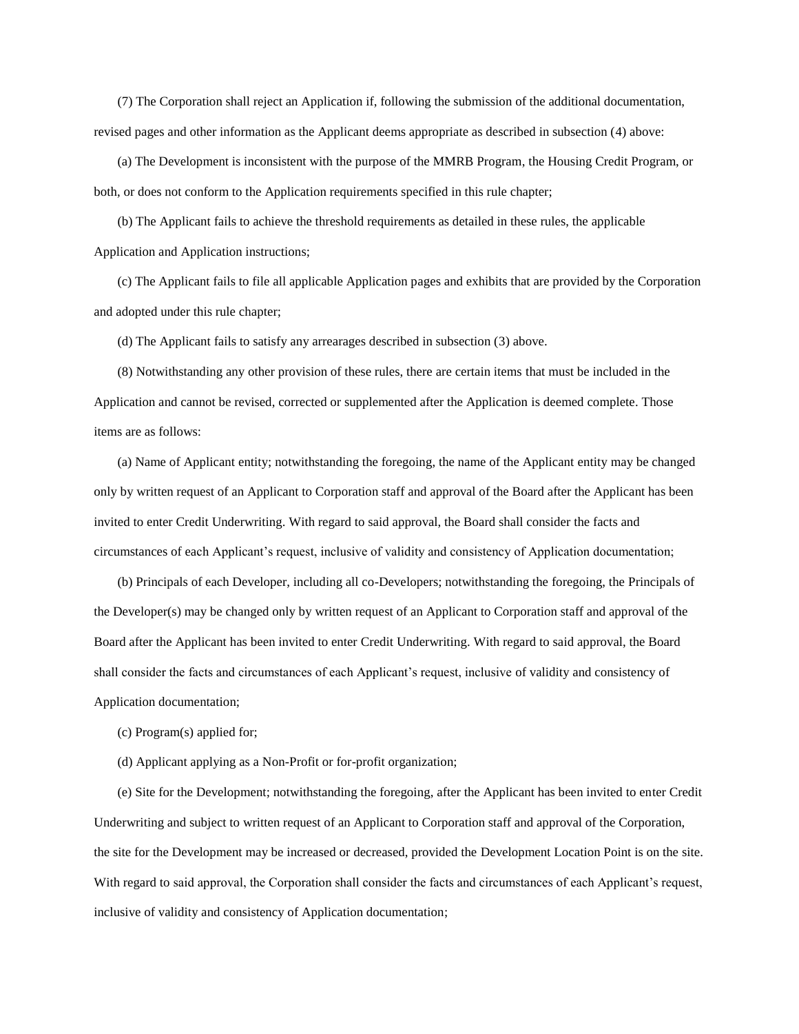(7) The Corporation shall reject an Application if, following the submission of the additional documentation, revised pages and other information as the Applicant deems appropriate as described in subsection (4) above:

(a) The Development is inconsistent with the purpose of the MMRB Program, the Housing Credit Program, or both, or does not conform to the Application requirements specified in this rule chapter;

(b) The Applicant fails to achieve the threshold requirements as detailed in these rules, the applicable Application and Application instructions;

(c) The Applicant fails to file all applicable Application pages and exhibits that are provided by the Corporation and adopted under this rule chapter;

(d) The Applicant fails to satisfy any arrearages described in subsection (3) above.

(8) Notwithstanding any other provision of these rules, there are certain items that must be included in the Application and cannot be revised, corrected or supplemented after the Application is deemed complete. Those items are as follows:

(a) Name of Applicant entity; notwithstanding the foregoing, the name of the Applicant entity may be changed only by written request of an Applicant to Corporation staff and approval of the Board after the Applicant has been invited to enter Credit Underwriting. With regard to said approval, the Board shall consider the facts and circumstances of each Applicant's request, inclusive of validity and consistency of Application documentation;

(b) Principals of each Developer, including all co-Developers; notwithstanding the foregoing, the Principals of the Developer(s) may be changed only by written request of an Applicant to Corporation staff and approval of the Board after the Applicant has been invited to enter Credit Underwriting. With regard to said approval, the Board shall consider the facts and circumstances of each Applicant's request, inclusive of validity and consistency of Application documentation;

(c) Program(s) applied for;

(d) Applicant applying as a Non-Profit or for-profit organization;

(e) Site for the Development; notwithstanding the foregoing, after the Applicant has been invited to enter Credit Underwriting and subject to written request of an Applicant to Corporation staff and approval of the Corporation, the site for the Development may be increased or decreased, provided the Development Location Point is on the site. With regard to said approval, the Corporation shall consider the facts and circumstances of each Applicant's request, inclusive of validity and consistency of Application documentation;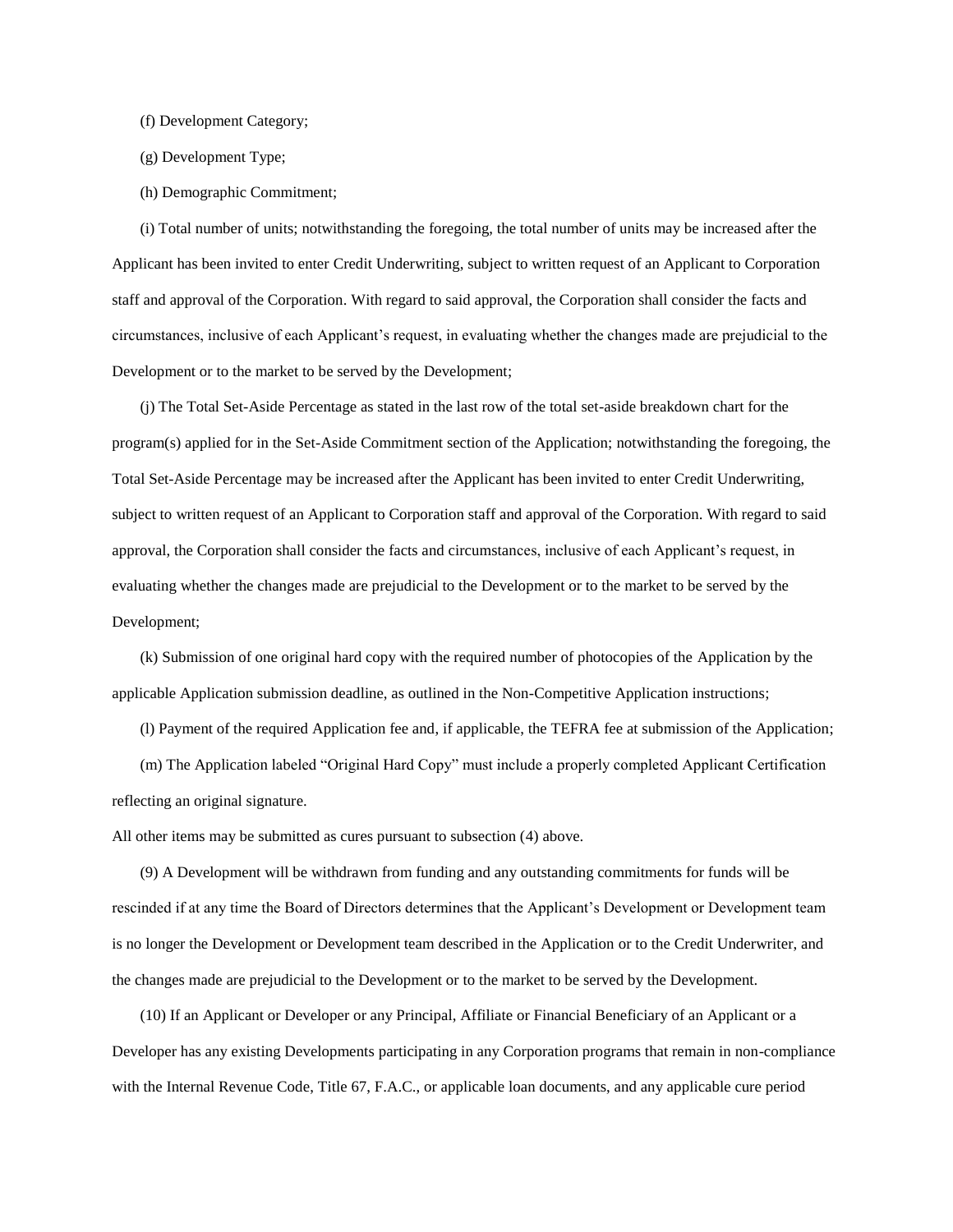(f) Development Category;

(g) Development Type;

(h) Demographic Commitment;

(i) Total number of units; notwithstanding the foregoing, the total number of units may be increased after the Applicant has been invited to enter Credit Underwriting, subject to written request of an Applicant to Corporation staff and approval of the Corporation. With regard to said approval, the Corporation shall consider the facts and circumstances, inclusive of each Applicant's request, in evaluating whether the changes made are prejudicial to the Development or to the market to be served by the Development;

(j) The Total Set-Aside Percentage as stated in the last row of the total set-aside breakdown chart for the program(s) applied for in the Set-Aside Commitment section of the Application; notwithstanding the foregoing, the Total Set-Aside Percentage may be increased after the Applicant has been invited to enter Credit Underwriting, subject to written request of an Applicant to Corporation staff and approval of the Corporation. With regard to said approval, the Corporation shall consider the facts and circumstances, inclusive of each Applicant's request, in evaluating whether the changes made are prejudicial to the Development or to the market to be served by the Development;

(k) Submission of one original hard copy with the required number of photocopies of the Application by the applicable Application submission deadline, as outlined in the Non-Competitive Application instructions;

(l) Payment of the required Application fee and, if applicable, the TEFRA fee at submission of the Application;

(m) The Application labeled "Original Hard Copy" must include a properly completed Applicant Certification reflecting an original signature.

All other items may be submitted as cures pursuant to subsection (4) above.

(9) A Development will be withdrawn from funding and any outstanding commitments for funds will be rescinded if at any time the Board of Directors determines that the Applicant's Development or Development team is no longer the Development or Development team described in the Application or to the Credit Underwriter, and the changes made are prejudicial to the Development or to the market to be served by the Development.

(10) If an Applicant or Developer or any Principal, Affiliate or Financial Beneficiary of an Applicant or a Developer has any existing Developments participating in any Corporation programs that remain in non-compliance with the Internal Revenue Code, Title 67, F.A.C., or applicable loan documents, and any applicable cure period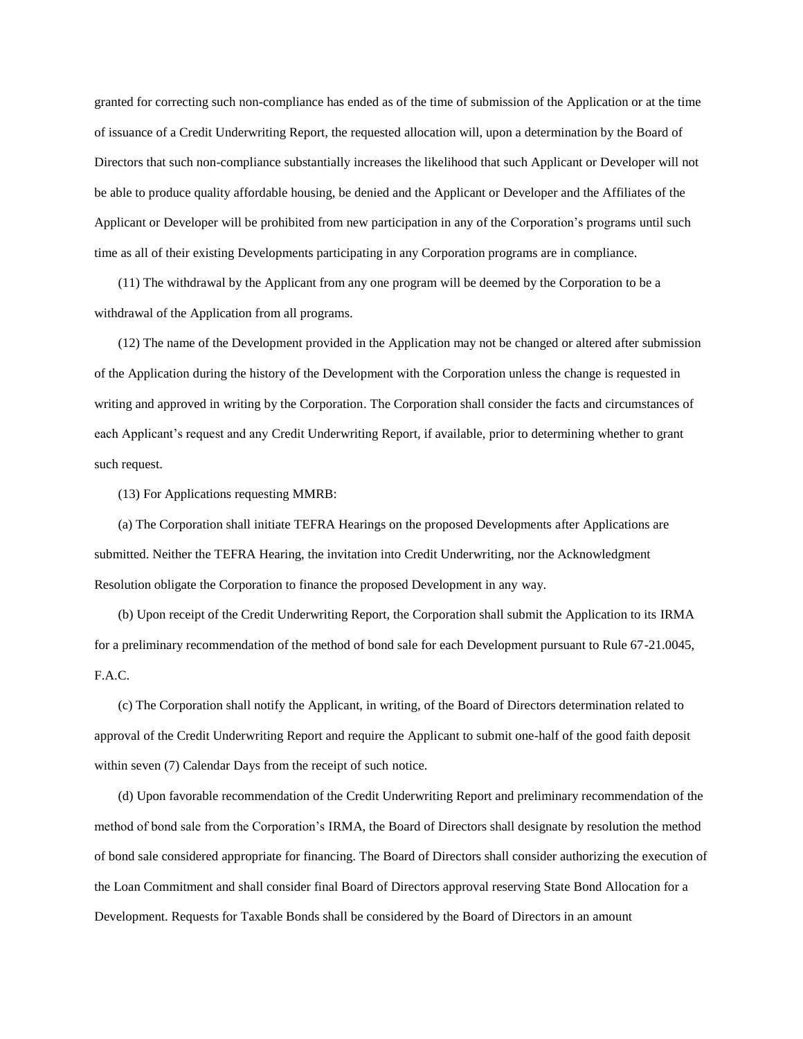granted for correcting such non-compliance has ended as of the time of submission of the Application or at the time of issuance of a Credit Underwriting Report, the requested allocation will, upon a determination by the Board of Directors that such non-compliance substantially increases the likelihood that such Applicant or Developer will not be able to produce quality affordable housing, be denied and the Applicant or Developer and the Affiliates of the Applicant or Developer will be prohibited from new participation in any of the Corporation's programs until such time as all of their existing Developments participating in any Corporation programs are in compliance.

(11) The withdrawal by the Applicant from any one program will be deemed by the Corporation to be a withdrawal of the Application from all programs.

(12) The name of the Development provided in the Application may not be changed or altered after submission of the Application during the history of the Development with the Corporation unless the change is requested in writing and approved in writing by the Corporation. The Corporation shall consider the facts and circumstances of each Applicant's request and any Credit Underwriting Report, if available, prior to determining whether to grant such request.

(13) For Applications requesting MMRB:

(a) The Corporation shall initiate TEFRA Hearings on the proposed Developments after Applications are submitted. Neither the TEFRA Hearing, the invitation into Credit Underwriting, nor the Acknowledgment Resolution obligate the Corporation to finance the proposed Development in any way.

(b) Upon receipt of the Credit Underwriting Report, the Corporation shall submit the Application to its IRMA for a preliminary recommendation of the method of bond sale for each Development pursuant to Rule 67-21.0045, F.A.C.

(c) The Corporation shall notify the Applicant, in writing, of the Board of Directors determination related to approval of the Credit Underwriting Report and require the Applicant to submit one-half of the good faith deposit within seven (7) Calendar Days from the receipt of such notice.

(d) Upon favorable recommendation of the Credit Underwriting Report and preliminary recommendation of the method of bond sale from the Corporation's IRMA, the Board of Directors shall designate by resolution the method of bond sale considered appropriate for financing. The Board of Directors shall consider authorizing the execution of the Loan Commitment and shall consider final Board of Directors approval reserving State Bond Allocation for a Development. Requests for Taxable Bonds shall be considered by the Board of Directors in an amount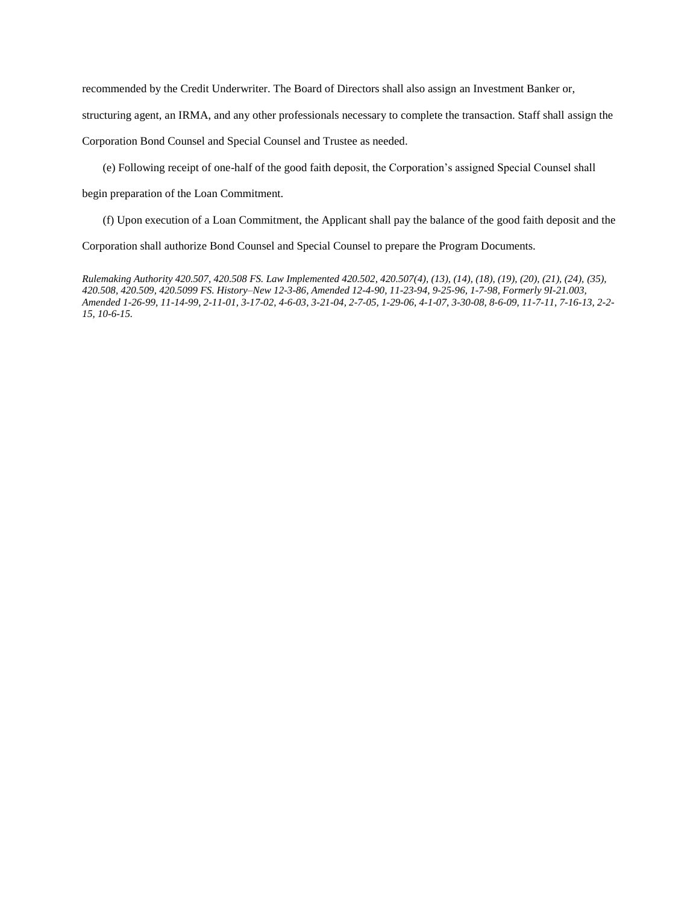recommended by the Credit Underwriter. The Board of Directors shall also assign an Investment Banker or, structuring agent, an IRMA, and any other professionals necessary to complete the transaction. Staff shall assign the Corporation Bond Counsel and Special Counsel and Trustee as needed.

(e) Following receipt of one-half of the good faith deposit, the Corporation's assigned Special Counsel shall begin preparation of the Loan Commitment.

(f) Upon execution of a Loan Commitment, the Applicant shall pay the balance of the good faith deposit and the Corporation shall authorize Bond Counsel and Special Counsel to prepare the Program Documents.

*Rulemaking Authority 420.507, 420.508 FS. Law Implemented 420.502, 420.507(4), (13), (14), (18), (19), (20), (21), (24), (35), 420.508, 420.509, 420.5099 FS. History–New 12-3-86, Amended 12-4-90, 11-23-94, 9-25-96, 1-7-98, Formerly 9I-21.003, Amended 1-26-99, 11-14-99, 2-11-01, 3-17-02, 4-6-03, 3-21-04, 2-7-05, 1-29-06, 4-1-07, 3-30-08, 8-6-09, 11-7-11, 7-16-13, 2-2-15, 10-6-15.*